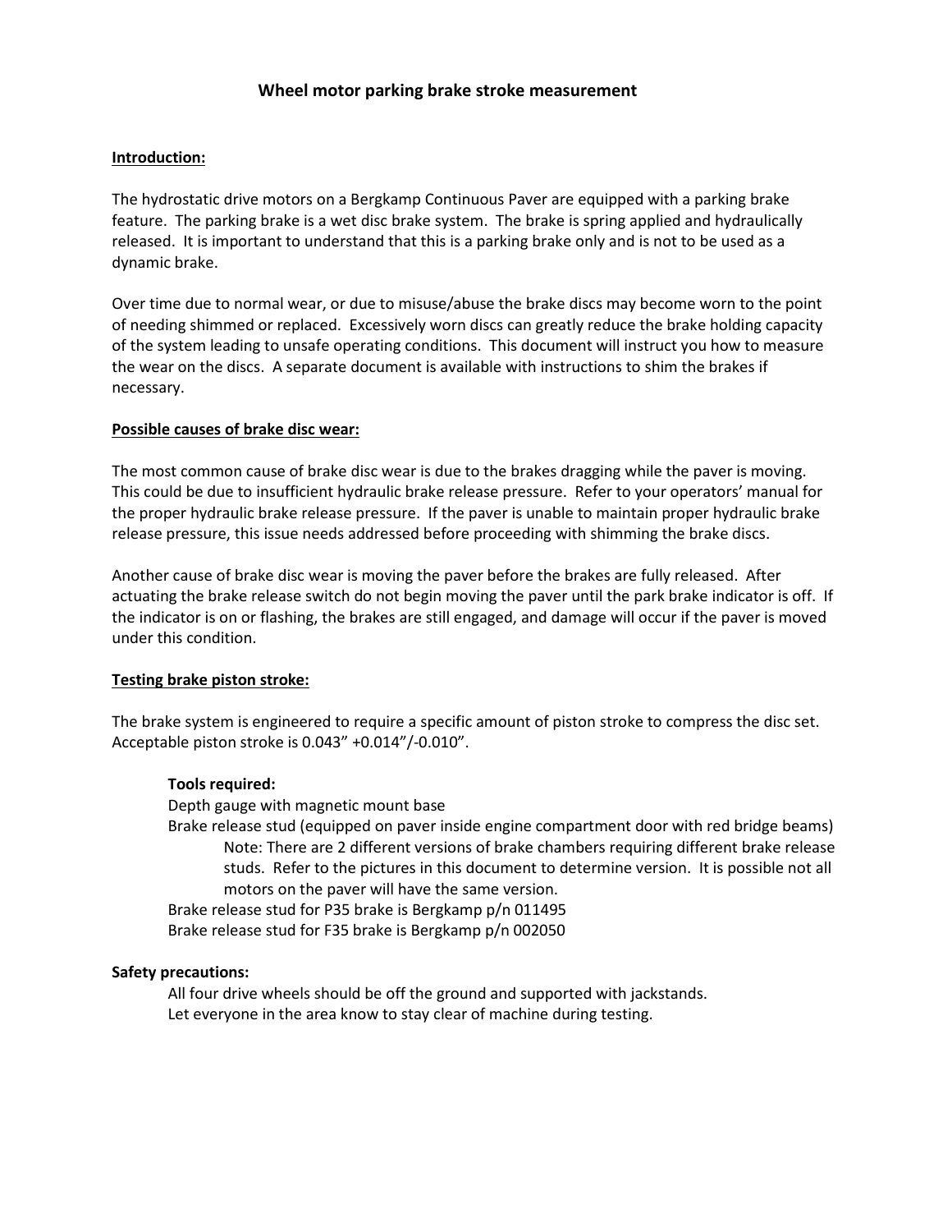# Wheel motor parking brake stroke measurement

## Introduction:

The hydrostatic drive motors on a Bergkamp Continuous Paver are equipped with a parking brake feature. The parking brake is a wet disc brake system. The brake is spring applied and hydraulically released. It is important to understand that this is a parking brake only and is not to be used as a dynamic brake.

Over time due to normal wear, or due to misuse/abuse the brake discs may become worn to the point of needing shimmed or replaced. Excessively worn discs can greatly reduce the brake holding capacity of the system leading to unsafe operating conditions. This document will instruct you how to measure the wear on the discs. A separate document is available with instructions to shim the brakes if necessary.

## Possible causes of brake disc wear:

The most common cause of brake disc wear is due to the brakes dragging while the paver is moving. This could be due to insufficient hydraulic brake release pressure. Refer to your operators' manual for the proper hydraulic brake release pressure. If the paver is unable to maintain proper hydraulic brake release pressure, this issue needs addressed before proceeding with shimming the brake discs.

Another cause of brake disc wear is moving the paver before the brakes are fully released. After actuating the brake release switch do not begin moving the paver until the park brake indicator is off. If the indicator is on or flashing, the brakes are still engaged, and damage will occur if the paver is moved under this condition.

## Testing brake piston stroke:

The brake system is engineered to require a specific amount of piston stroke to compress the disc set. Acceptable piston stroke is 0.043" +0.014"/-0.010".

**Tools required:**

Depth gauge with magnetic mount base

Brake release stud (equipped on paver inside engine compartment door with red bridge beams)

> Note: There are 2 different versions of brake chambers requiring different brake release studs. Refer to the pictures in this document to determine version. It is possible not all motors on the paver will have the same version.

Brake release stud for P35 brake is Bergkamp p/n 011495

Brake release stud for F35 brake is Bergkamp p/n 002050

**Safety precautions:**

All four drive wheels should be off the ground and supported with jackstands.

Let everyone in the area know to stay clear of machine during testing.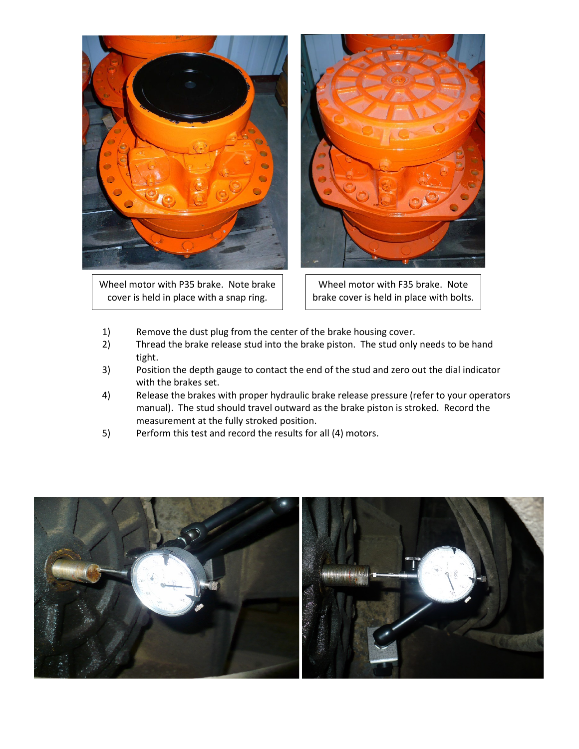Wheel motor with P35 brake. Note brake cover is held in place with a snap ring.

Wheel motor with F35 brake. Note brake cover is held in place with bolts.

1) Remove the dust plug from the center of the brake housing cover.
2) Thread the brake release stud into the brake piston. The stud only needs to be hand tight.
3) Position the depth gauge to contact the end of the stud and zero out the dial indicator with the brakes set.
4) Release the brakes with proper hydraulic brake release pressure (refer to your operators manual). The stud should travel outward as the brake piston is stroked. Record the measurement at the fully stroked position.
5) Perform this test and record the results for all (4) motors.